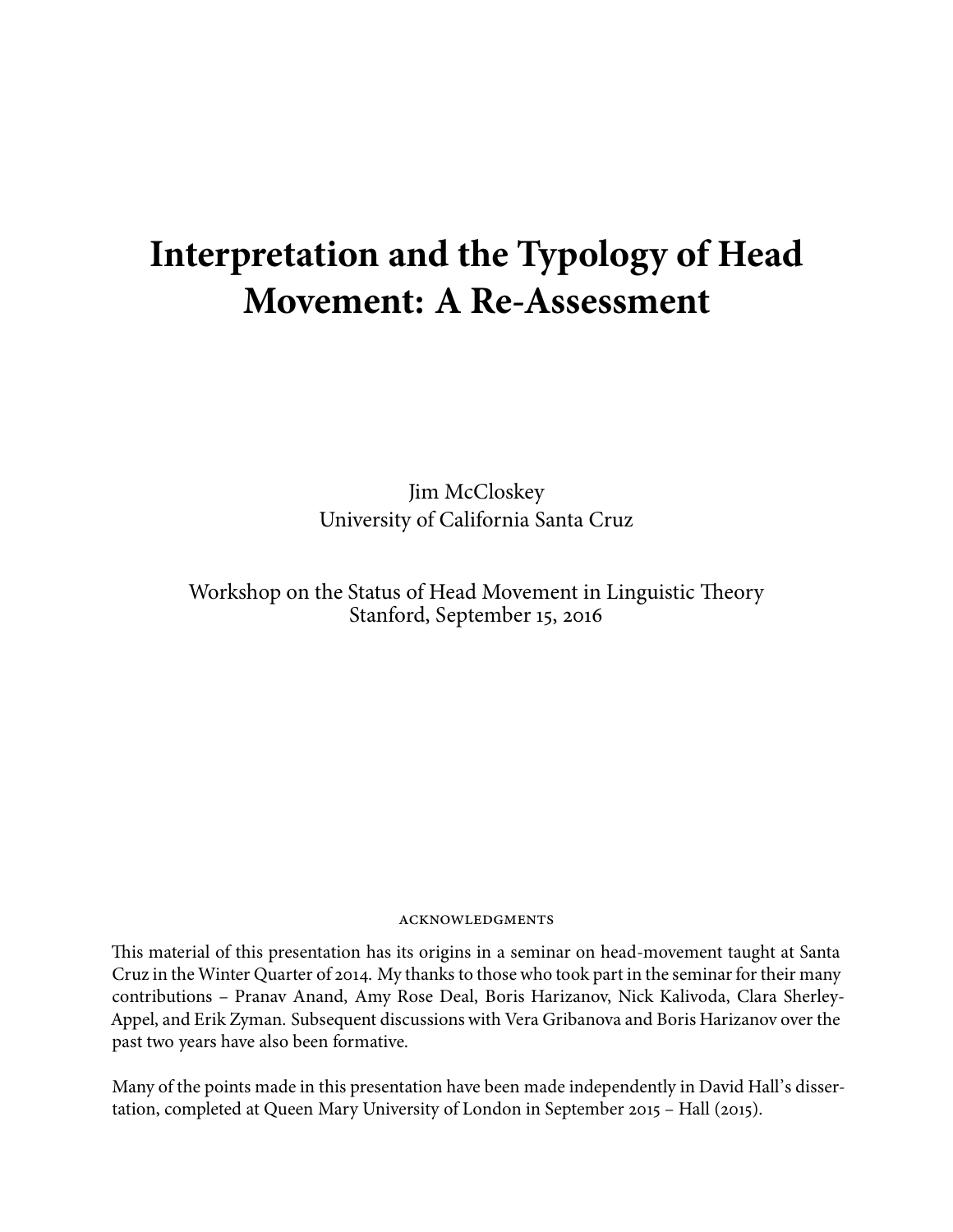# Interpretation and the Typology of Head Movement: A Re-Assessment

Jim McCloskey
University of California Santa Cruz

Workshop on the Status of Head Movement in Linguistic Theory
Stanford, September 15, 2016

ACKNOWLEDGMENTS

This material of this presentation has its origins in a seminar on head-movement taught at Santa Cruz in the Winter Quarter of 2014. My thanks to those who took part in the seminar for their many contributions – Pranav Anand, Amy Rose Deal, Boris Harizanov, Nick Kalivoda, Clara Sherley-Appel, and Erik Zyman. Subsequent discussions with Vera Gribanova and Boris Harizanov over the past two years have also been formative.

Many of the points made in this presentation have been made independently in David Hall's dissertation, completed at Queen Mary University of London in September 2015 – Hall (2015).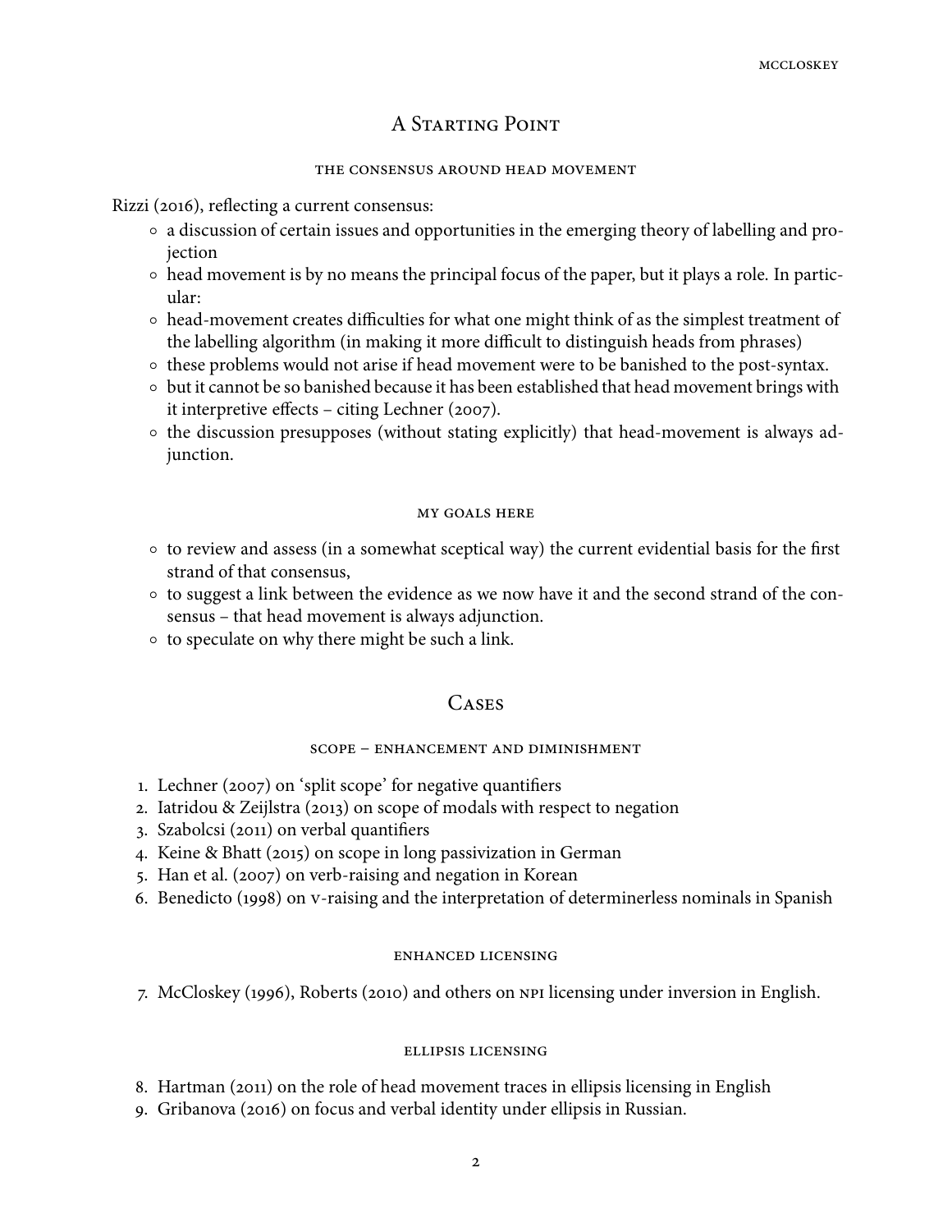# A Starting Point

### the consensus around head movement

Rizzi (2016), reflecting a current consensus:

- a discussion of certain issues and opportunities in the emerging theory of labelling and projection
- head movement is by no means the principal focus of the paper, but it plays a role. In particular:
- head-movement creates difficulties for what one might think of as the simplest treatment of the labelling algorithm (in making it more difficult to distinguish heads from phrases)
- these problems would not arise if head movement were to be banished to the post-syntax.
- but it cannot be so banished because it has been established that head movement brings with it interpretive effects – citing Lechner (2007).
- the discussion presupposes (without stating explicitly) that head-movement is always adjunction.

### my goals here

- to review and assess (in a somewhat sceptical way) the current evidential basis for the first strand of that consensus,
- to suggest a link between the evidence as we now have it and the second strand of the consensus – that head movement is always adjunction.
- to speculate on why there might be such a link.

# Cases

### scope – enhancement and diminishment

1. Lechner (2007) on 'split scope' for negative quantifiers
2. Iatridou & Zeijlstra (2013) on scope of modals with respect to negation
3. Szabolcsi (2011) on verbal quantifiers
4. Keine & Bhatt (2015) on scope in long passivization in German
5. Han et al. (2007) on verb-raising and negation in Korean
6. Benedicto (1998) on v-raising and the interpretation of determinerless nominals in Spanish

### enhanced licensing

7. McCloskey (1996), Roberts (2010) and others on NPI licensing under inversion in English.

### ellipsis licensing

8. Hartman (2011) on the role of head movement traces in ellipsis licensing in English
9. Gribanova (2016) on focus and verbal identity under ellipsis in Russian.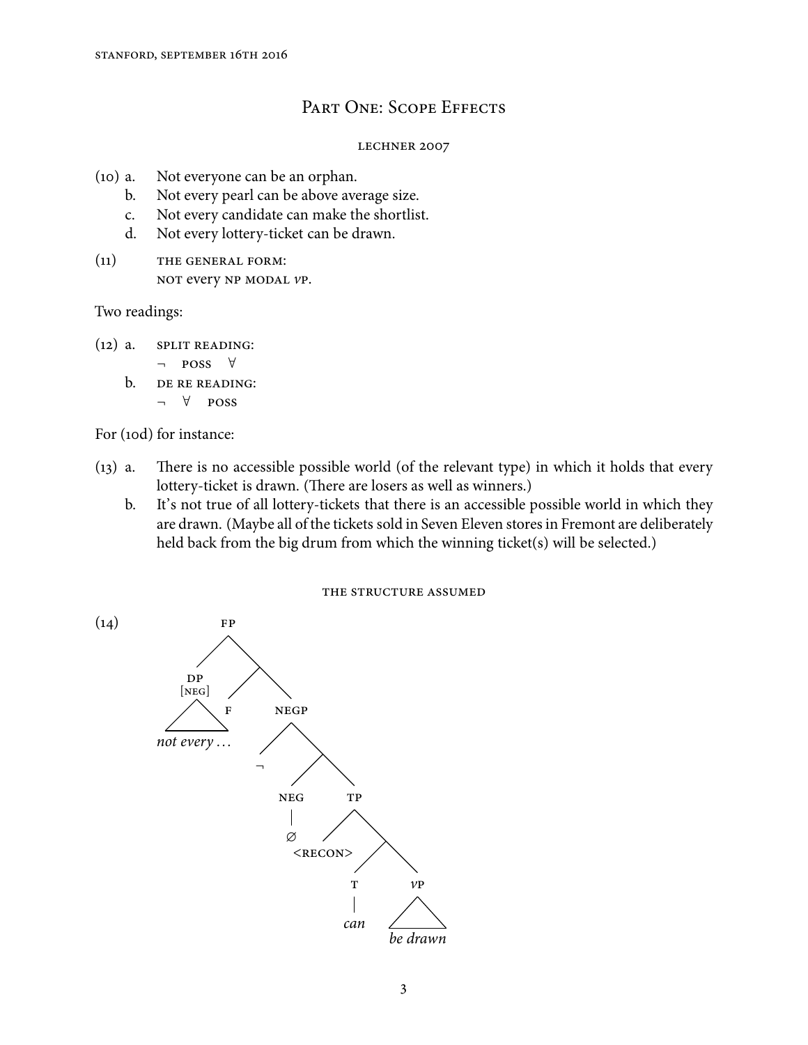## Part One: Scope Effects

LECHNER 2007

(10) a. Not everyone can be an orphan.
   b. Not every pearl can be above average size.
   c. Not every candidate can make the shortlist.
   d. Not every lottery-ticket can be drawn.

(11) THE GENERAL FORM:
   NOT every NP MODAL *v*P.

Two readings:

(12) a. SPLIT READING:
   $\neg$ POSS $\forall$
   b. DE RE READING:
   $\neg$ $\forall$ POSS

For (10d) for instance:

(13) a. There is no accessible possible world (of the relevant type) in which it holds that every lottery-ticket is drawn. (There are losers as well as winners.)
   b. It's not true of all lottery-tickets that there is an accessible possible world in which they are drawn. (Maybe all of the tickets sold in Seven Eleven stores in Fremont are deliberately held back from the big drum from which the winning ticket(s) will be selected.)

THE STRUCTURE ASSUMED

(14)

```
FP
├── DP [NEG]
│   └── not every ...
└── 
    ├── F
    └── NEGP
        ├── ¬
        └── 
            ├── NEG
            │   └── ∅
            └── TP
                ├── <RECON>
                └── 
                    ├── T
                    │   └── can
                    └── vP
                        └── be drawn
```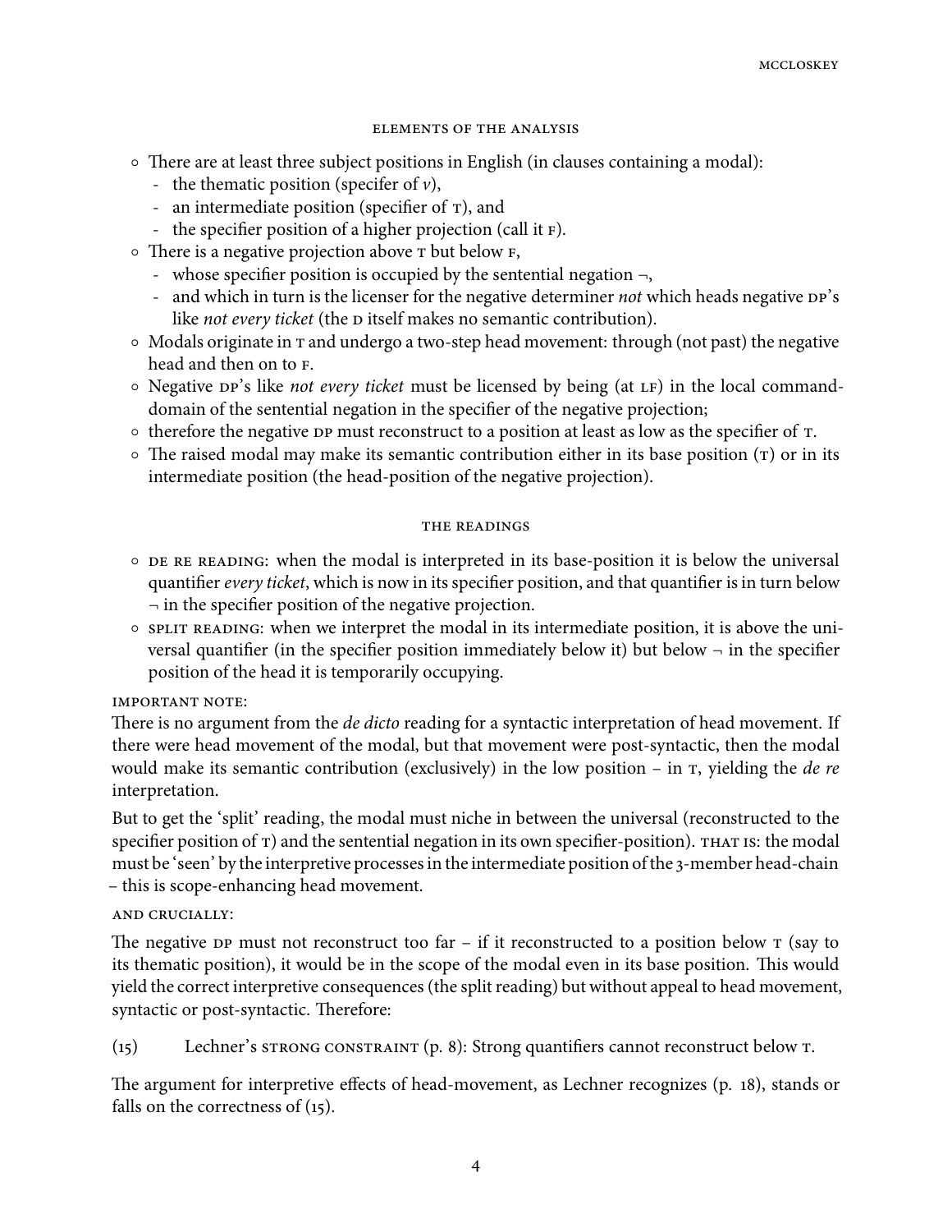### ELEMENTS OF THE ANALYSIS

- There are at least three subject positions in English (in clauses containing a modal):
  - the thematic position (specifer of *v*),
  - an intermediate position (specifier of T), and
  - the specifier position of a higher projection (call it F).
- There is a negative projection above T but below F,
  - whose specifier position is occupied by the sentential negation ¬,
  - and which in turn is the licenser for the negative determiner *not* which heads negative DP's like *not every ticket* (the D itself makes no semantic contribution).
- Modals originate in T and undergo a two-step head movement: through (not past) the negative head and then on to F.
- Negative DP's like *not every ticket* must be licensed by being (at LF) in the local command-domain of the sentential negation in the specifier of the negative projection;
- therefore the negative DP must reconstruct to a position at least as low as the specifier of T.
- The raised modal may make its semantic contribution either in its base position (T) or in its intermediate position (the head-position of the negative projection).

### THE READINGS

- DE RE READING: when the modal is interpreted in its base-position it is below the universal quantifier *every ticket*, which is now in its specifier position, and that quantifier is in turn below ¬ in the specifier position of the negative projection.
- SPLIT READING: when we interpret the modal in its intermediate position, it is above the universal quantifier (in the specifier position immediately below it) but below ¬ in the specifier position of the head it is temporarily occupying.

IMPORTANT NOTE:

There is no argument from the *de dicto* reading for a syntactic interpretation of head movement. If there were head movement of the modal, but that movement were post-syntactic, then the modal would make its semantic contribution (exclusively) in the low position – in T, yielding the *de re* interpretation.

But to get the 'split' reading, the modal must niche in between the universal (reconstructed to the specifier position of T) and the sentential negation in its own specifier-position). THAT IS: the modal must be 'seen' by the interpretive processes in the intermediate position of the 3-member head-chain – this is scope-enhancing head movement.

AND CRUCIALLY:

The negative DP must not reconstruct too far – if it reconstructed to a position below T (say to its thematic position), it would be in the scope of the modal even in its base position. This would yield the correct interpretive consequences (the split reading) but without appeal to head movement, syntactic or post-syntactic. Therefore:

(15) Lechner's STRONG CONSTRAINT (p. 8): Strong quantifiers cannot reconstruct below T.

The argument for interpretive effects of head-movement, as Lechner recognizes (p. 18), stands or falls on the correctness of (15).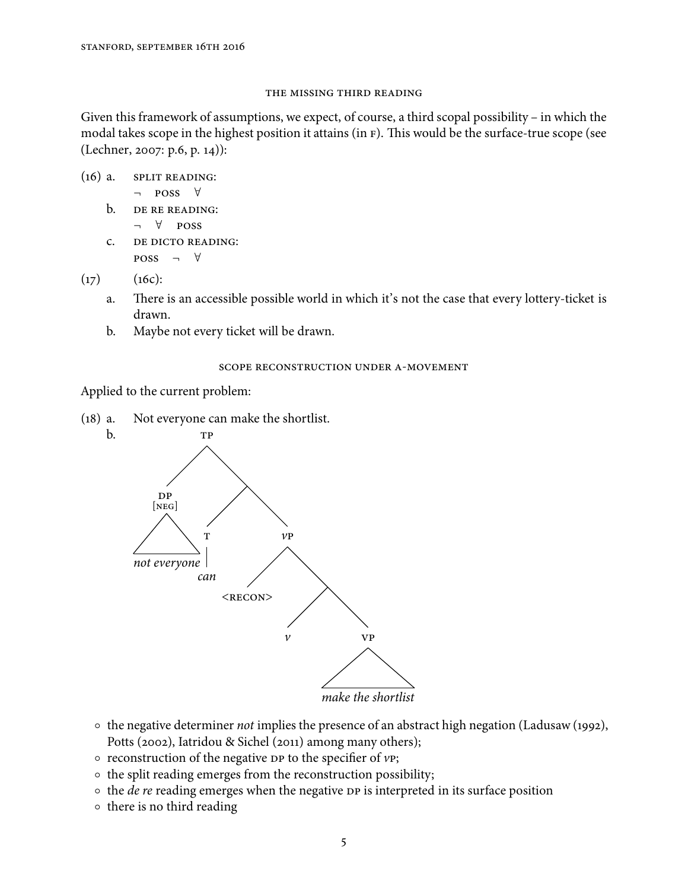### THE MISSING THIRD READING

Given this framework of assumptions, we expect, of course, a third scopal possibility – in which the modal takes scope in the highest position it attains (in F). This would be the surface-true scope (see (Lechner, 2007: p.6, p. 14)):

(16) a. SPLIT READING:
$\neg$ POSS $\forall$

b. DE RE READING:
$\neg$ $\forall$ POSS

c. DE DICTO READING:
POSS $\neg$ $\forall$

(17) (16c):

a. There is an accessible possible world in which it's not the case that every lottery-ticket is drawn.

b. Maybe not every ticket will be drawn.

### SCOPE RECONSTRUCTION UNDER A-MOVEMENT

Applied to the current problem:

(18) a. Not everyone can make the shortlist.

b. [TP [DP[NEG] *not everyone*] [ [T *can*] [*v*P <RECON> [ *v* [VP *make the shortlist*]]]]]

- the negative determiner *not* implies the presence of an abstract high negation (Ladusaw (1992), Potts (2002), Iatridou & Sichel (2011) among many others);
- reconstruction of the negative DP to the specifier of *v*P;
- the split reading emerges from the reconstruction possibility;
- the *de re* reading emerges when the negative DP is interpreted in its surface position
- there is no third reading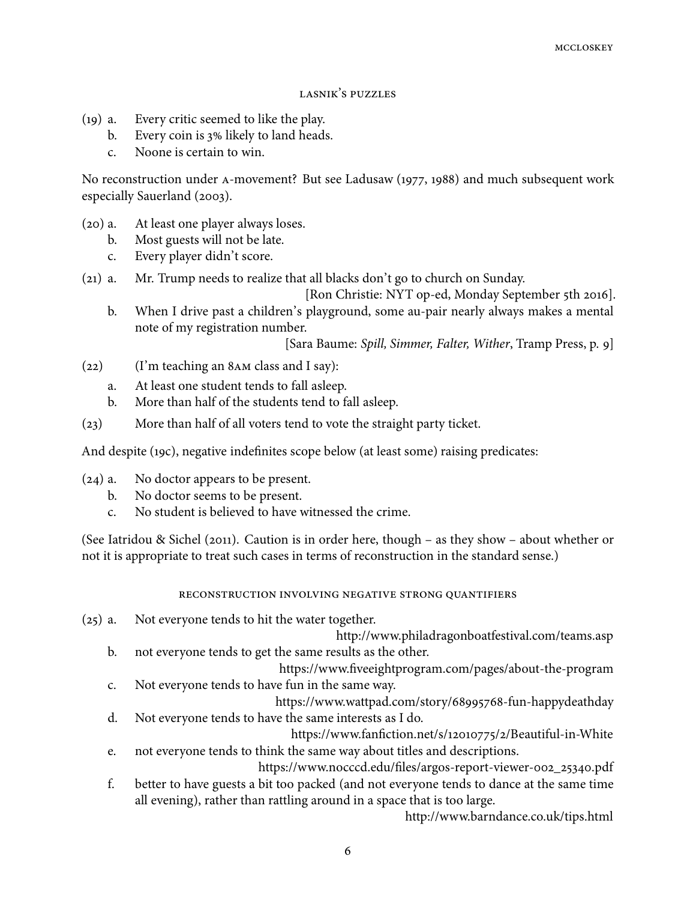### LASNIK'S PUZZLES

(19) a. Every critic seemed to like the play.
  b. Every coin is 3% likely to land heads.
  c. Noone is certain to win.

No reconstruction under A-movement? But see Ladusaw (1977, 1988) and much subsequent work especially Sauerland (2003).

(20) a. At least one player always loses.
  b. Most guests will not be late.
  c. Every player didn't score.

(21) a. Mr. Trump needs to realize that all blacks don't go to church on Sunday.
    [Ron Christie: NYT op-ed, Monday September 5th 2016].
  b. When I drive past a children's playground, some au-pair nearly always makes a mental note of my registration number.
    [Sara Baume: *Spill, Simmer, Falter, Wither*, Tramp Press, p. 9]

(22) (I'm teaching an 8AM class and I say):
  a. At least one student tends to fall asleep.
  b. More than half of the students tend to fall asleep.

(23) More than half of all voters tend to vote the straight party ticket.

And despite (19c), negative indefinites scope below (at least some) raising predicates:

(24) a. No doctor appears to be present.
  b. No doctor seems to be present.
  c. No student is believed to have witnessed the crime.

(See Iatridou & Sichel (2011). Caution is in order here, though – as they show – about whether or not it is appropriate to treat such cases in terms of reconstruction in the standard sense.)

### RECONSTRUCTION INVOLVING NEGATIVE STRONG QUANTIFIERS

(25) a. Not everyone tends to hit the water together.
    http://www.philadragonboatfestival.com/teams.asp
  b. not everyone tends to get the same results as the other.
    https://www.fiveeightprogram.com/pages/about-the-program
  c. Not everyone tends to have fun in the same way.
    https://www.wattpad.com/story/68995768-fun-happydeathday
  d. Not everyone tends to have the same interests as I do.
    https://www.fanfiction.net/s/12010775/2/Beautiful-in-White
  e. not everyone tends to think the same way about titles and descriptions.
    https://www.nocccd.edu/files/argos-report-viewer-002_25340.pdf
  f. better to have guests a bit too packed (and not everyone tends to dance at the same time all evening), rather than rattling around in a space that is too large.
    http://www.barndance.co.uk/tips.html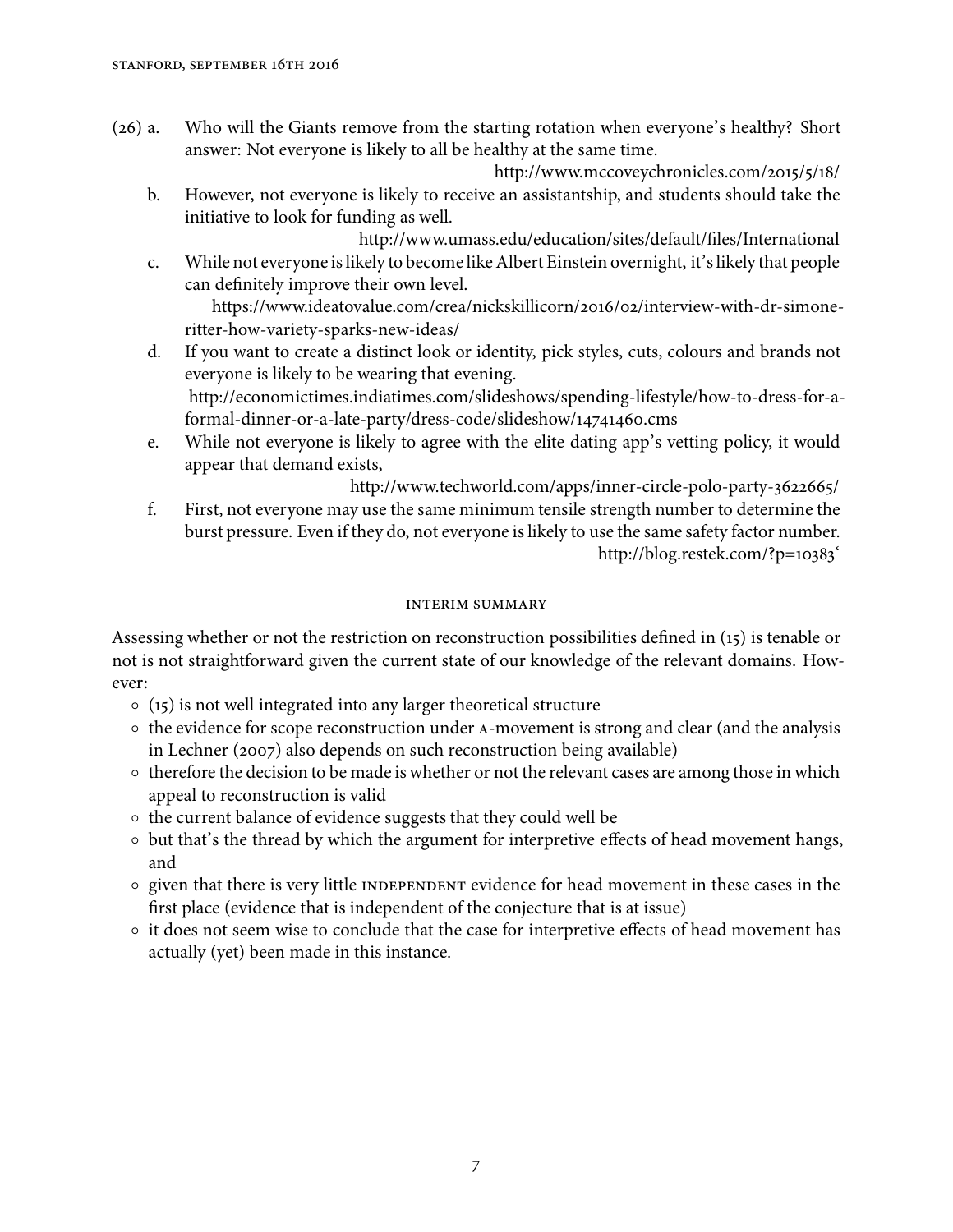(26) a. Who will the Giants remove from the starting rotation when everyone's healthy? Short answer: Not everyone is likely to all be healthy at the same time.
http://www.mccoveychronicles.com/2015/5/18/

b. However, not everyone is likely to receive an assistantship, and students should take the initiative to look for funding as well.
http://www.umass.edu/education/sites/default/files/International

c. While not everyone is likely to become like Albert Einstein overnight, it's likely that people can definitely improve their own level.
https://www.ideatovalue.com/crea/nickskillicorn/2016/02/interview-with-dr-simone-ritter-how-variety-sparks-new-ideas/

d. If you want to create a distinct look or identity, pick styles, cuts, colours and brands not everyone is likely to be wearing that evening.
http://economictimes.indiatimes.com/slideshows/spending-lifestyle/how-to-dress-for-a-formal-dinner-or-a-late-party/dress-code/slideshow/14741460.cms

e. While not everyone is likely to agree with the elite dating app's vetting policy, it would appear that demand exists,
http://www.techworld.com/apps/inner-circle-polo-party-3622665/

f. First, not everyone may use the same minimum tensile strength number to determine the burst pressure. Even if they do, not everyone is likely to use the same safety factor number.
http://blog.restek.com/?p=10383'

### INTERIM SUMMARY

Assessing whether or not the restriction on reconstruction possibilities defined in (15) is tenable or not is not straightforward given the current state of our knowledge of the relevant domains. However:

- (15) is not well integrated into any larger theoretical structure
- the evidence for scope reconstruction under A-movement is strong and clear (and the analysis in Lechner (2007) also depends on such reconstruction being available)
- therefore the decision to be made is whether or not the relevant cases are among those in which appeal to reconstruction is valid
- the current balance of evidence suggests that they could well be
- but that's the thread by which the argument for interpretive effects of head movement hangs, and
- given that there is very little INDEPENDENT evidence for head movement in these cases in the first place (evidence that is independent of the conjecture that is at issue)
- it does not seem wise to conclude that the case for interpretive effects of head movement has actually (yet) been made in this instance.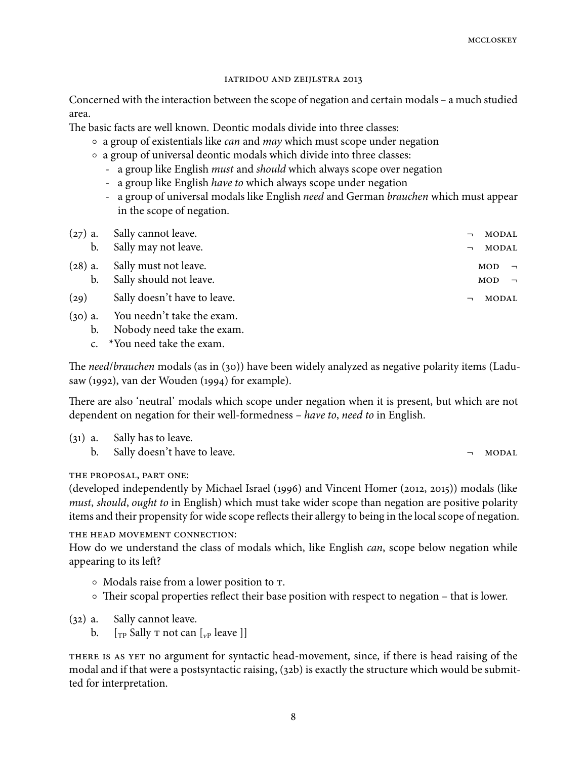### IATRIDOU AND ZEIJLSTRA 2013

Concerned with the interaction between the scope of negation and certain modals – a much studied area.

The basic facts are well known. Deontic modals divide into three classes:

- a group of existentials like *can* and *may* which must scope under negation
- a group of universal deontic modals which divide into three classes:
  - a group like English *must* and *should* which always scope over negation
  - a group like English *have to* which always scope under negation
  - a group of universal modals like English *need* and German *brauchen* which must appear in the scope of negation.

(27) a. Sally cannot leave. ¬ MODAL
 b. Sally may not leave. ¬ MODAL

(28) a. Sally must not leave. MOD ¬
 b. Sally should not leave. MOD ¬

(29) Sally doesn't have to leave. ¬ MODAL

(30) a. You needn't take the exam.
 b. Nobody need take the exam.
 c. *You need take the exam.

The *need*/*brauchen* modals (as in (30)) have been widely analyzed as negative polarity items (Ladusaw (1992), van der Wouden (1994) for example).

There are also 'neutral' modals which scope under negation when it is present, but which are not dependent on negation for their well-formedness – *have to*, *need to* in English.

(31) a. Sally has to leave.
 b. Sally doesn't have to leave. ¬ MODAL

THE PROPOSAL, PART ONE:
(developed independently by Michael Israel (1996) and Vincent Homer (2012, 2015)) modals (like *must*, *should*, *ought to* in English) which must take wider scope than negation are positive polarity items and their propensity for wide scope reflects their allergy to being in the local scope of negation.

THE HEAD MOVEMENT CONNECTION:
How do we understand the class of modals which, like English *can*, scope below negation while appearing to its left?

- Modals raise from a lower position to T.
- Their scopal properties reflect their base position with respect to negation – that is lower.

(32) a. Sally cannot leave.
 b. [$_{\text{TP}}$ Sally T not can [$_{v\text{P}}$ leave ]]

THERE IS AS YET no argument for syntactic head-movement, since, if there is head raising of the modal and if that were a postsyntactic raising, (32b) is exactly the structure which would be submitted for interpretation.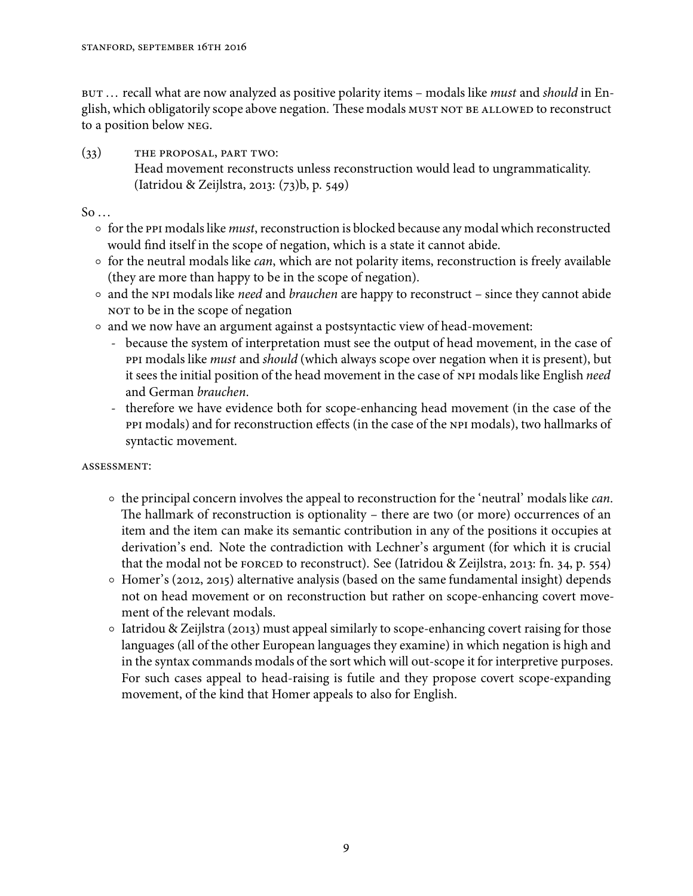BUT … recall what are now analyzed as positive polarity items – modals like *must* and *should* in English, which obligatorily scope above negation. These modals MUST NOT BE ALLOWED to reconstruct to a position below NEG.

(33) THE PROPOSAL, PART TWO:
Head movement reconstructs unless reconstruction would lead to ungrammaticality. (Iatridou & Zeijlstra, 2013: (73)b, p. 549)

So …

- for the PPI modals like *must*, reconstruction is blocked because any modal which reconstructed would find itself in the scope of negation, which is a state it cannot abide.
- for the neutral modals like *can*, which are not polarity items, reconstruction is freely available (they are more than happy to be in the scope of negation).
- and the NPI modals like *need* and *brauchen* are happy to reconstruct – since they cannot abide NOT to be in the scope of negation
- and we now have an argument against a postsyntactic view of head-movement:
  - because the system of interpretation must see the output of head movement, in the case of PPI modals like *must* and *should* (which always scope over negation when it is present), but it sees the initial position of the head movement in the case of NPI modals like English *need* and German *brauchen*.
  - therefore we have evidence both for scope-enhancing head movement (in the case of the PPI modals) and for reconstruction effects (in the case of the NPI modals), two hallmarks of syntactic movement.

ASSESSMENT:

- the principal concern involves the appeal to reconstruction for the 'neutral' modals like *can*. The hallmark of reconstruction is optionality – there are two (or more) occurrences of an item and the item can make its semantic contribution in any of the positions it occupies at derivation's end. Note the contradiction with Lechner's argument (for which it is crucial that the modal not be FORCED to reconstruct). See (Iatridou & Zeijlstra, 2013: fn. 34, p. 554)
- Homer's (2012, 2015) alternative analysis (based on the same fundamental insight) depends not on head movement or on reconstruction but rather on scope-enhancing covert movement of the relevant modals.
- Iatridou & Zeijlstra (2013) must appeal similarly to scope-enhancing covert raising for those languages (all of the other European languages they examine) in which negation is high and in the syntax commands modals of the sort which will out-scope it for interpretive purposes. For such cases appeal to head-raising is futile and they propose covert scope-expanding movement, of the kind that Homer appeals to also for English.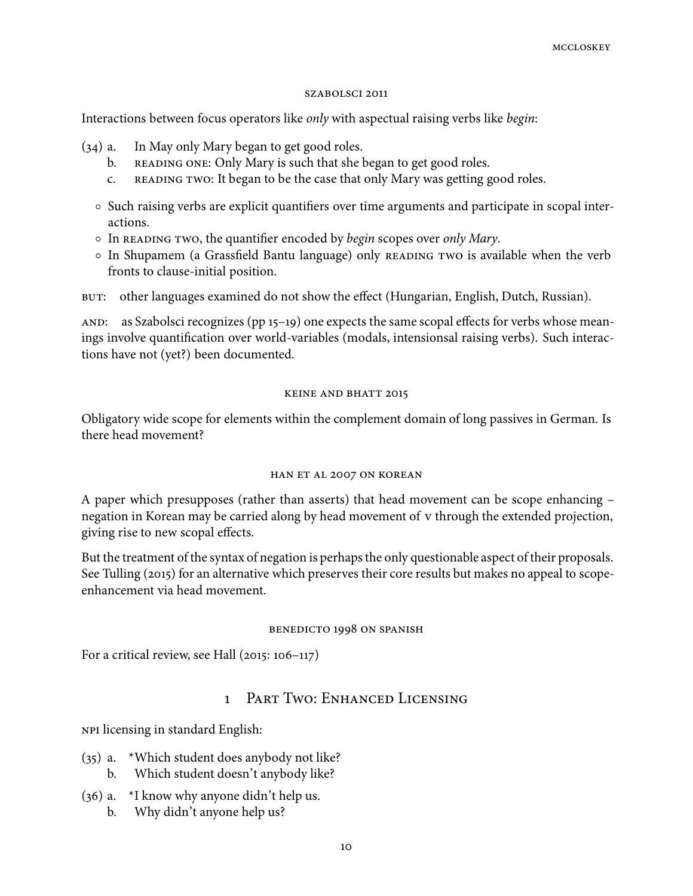### SZABOLSCI 2011

Interactions between focus operators like *only* with aspectual raising verbs like *begin*:

(34) a. In May only Mary began to get good roles.
     b. READING ONE: Only Mary is such that she began to get good roles.
     c. READING TWO: It began to be the case that only Mary was getting good roles.

- Such raising verbs are explicit quantifiers over time arguments and participate in scopal interactions.
- In READING TWO, the quantifier encoded by *begin* scopes over *only Mary*.
- In Shupamem (a Grassfield Bantu language) only READING TWO is available when the verb fronts to clause-initial position.

BUT: other languages examined do not show the effect (Hungarian, English, Dutch, Russian).

AND: as Szabolsci recognizes (pp 15–19) one expects the same scopal effects for verbs whose meanings involve quantification over world-variables (modals, intensionsal raising verbs). Such interactions have not (yet?) been documented.

### KEINE AND BHATT 2015

Obligatory wide scope for elements within the complement domain of long passives in German. Is there head movement?

### HAN ET AL 2007 ON KOREAN

A paper which presupposes (rather than asserts) that head movement can be scope enhancing – negation in Korean may be carried along by head movement of V through the extended projection, giving rise to new scopal effects.

But the treatment of the syntax of negation is perhaps the only questionable aspect of their proposals. See Tulling (2015) for an alternative which preserves their core results but makes no appeal to scope-enhancement via head movement.

### BENEDICTO 1998 ON SPANISH

For a critical review, see Hall (2015: 106–117)

## 1 Part Two: Enhanced Licensing

NPI licensing in standard English:

(35) a. *Which student does anybody not like?
     b. Which student doesn't anybody like?

(36) a. *I know why anyone didn't help us.
     b. Why didn't anyone help us?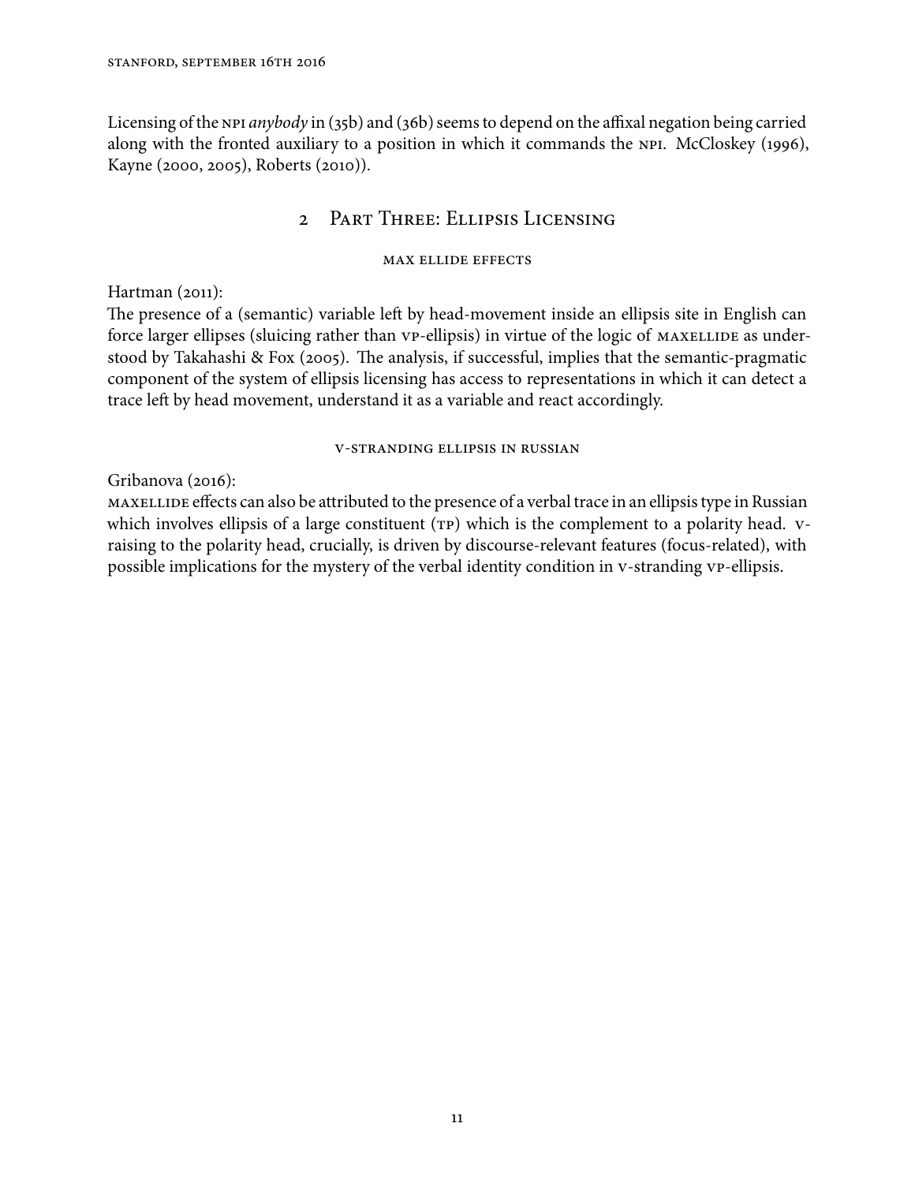Licensing of the NPI *anybody* in (35b) and (36b) seems to depend on the affixal negation being carried along with the fronted auxiliary to a position in which it commands the NPI. McCloskey (1996), Kayne (2000, 2005), Roberts (2010)).

## 2 Part Three: Ellipsis Licensing

#### MAX ELLIDE EFFECTS

Hartman (2011):
The presence of a (semantic) variable left by head-movement inside an ellipsis site in English can force larger ellipses (sluicing rather than VP-ellipsis) in virtue of the logic of MAXELLIDE as understood by Takahashi & Fox (2005). The analysis, if successful, implies that the semantic-pragmatic component of the system of ellipsis licensing has access to representations in which it can detect a trace left by head movement, understand it as a variable and react accordingly.

#### V-STRANDING ELLIPSIS IN RUSSIAN

Gribanova (2016):
MAXELLIDE effects can also be attributed to the presence of a verbal trace in an ellipsis type in Russian which involves ellipsis of a large constituent (TP) which is the complement to a polarity head. V-raising to the polarity head, crucially, is driven by discourse-relevant features (focus-related), with possible implications for the mystery of the verbal identity condition in V-stranding VP-ellipsis.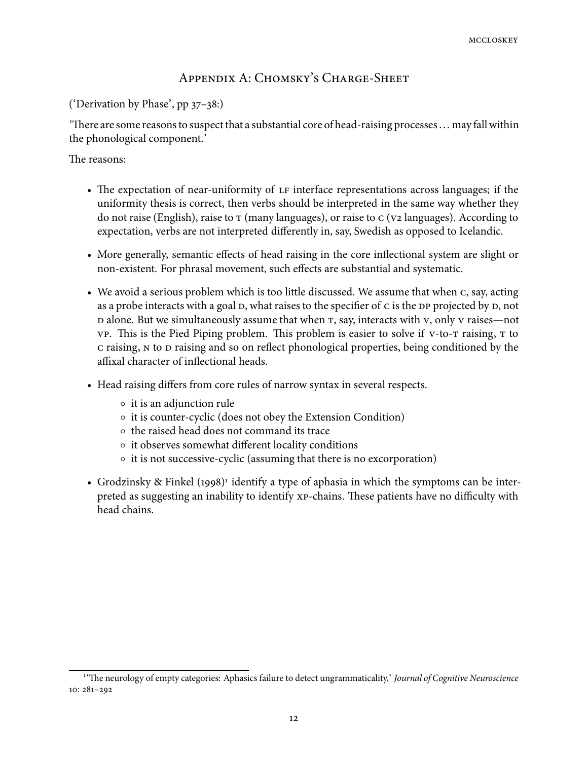# Appendix A: Chomsky's Charge-Sheet

('Derivation by Phase', pp 37–38:)

'There are some reasons to suspect that a substantial core of head-raising processes . . . may fall within the phonological component.'

The reasons:

- The expectation of near-uniformity of LF interface representations across languages; if the uniformity thesis is correct, then verbs should be interpreted in the same way whether they do not raise (English), raise to T (many languages), or raise to C (V2 languages). According to expectation, verbs are not interpreted differently in, say, Swedish as opposed to Icelandic.

- More generally, semantic effects of head raising in the core inflectional system are slight or non-existent. For phrasal movement, such effects are substantial and systematic.

- We avoid a serious problem which is too little discussed. We assume that when C, say, acting as a probe interacts with a goal D, what raises to the specifier of C is the DP projected by D, not D alone. But we simultaneously assume that when T, say, interacts with V, only V raises—not VP. This is the Pied Piping problem. This problem is easier to solve if V-to-T raising, T to C raising, N to D raising and so on reflect phonological properties, being conditioned by the affixal character of inflectional heads.

- Head raising differs from core rules of narrow syntax in several respects.
  - it is an adjunction rule
  - it is counter-cyclic (does not obey the Extension Condition)
  - the raised head does not command its trace
  - it observes somewhat different locality conditions
  - it is not successive-cyclic (assuming that there is no excorporation)

- Grodzinsky & Finkel (1998)[1] identify a type of aphasia in which the symptoms can be interpreted as suggesting an inability to identify XP-chains. These patients have no difficulty with head chains.

[1] 'The neurology of empty categories: Aphasics failure to detect ungrammaticality,' *Journal of Cognitive Neuroscience* 10: 281–292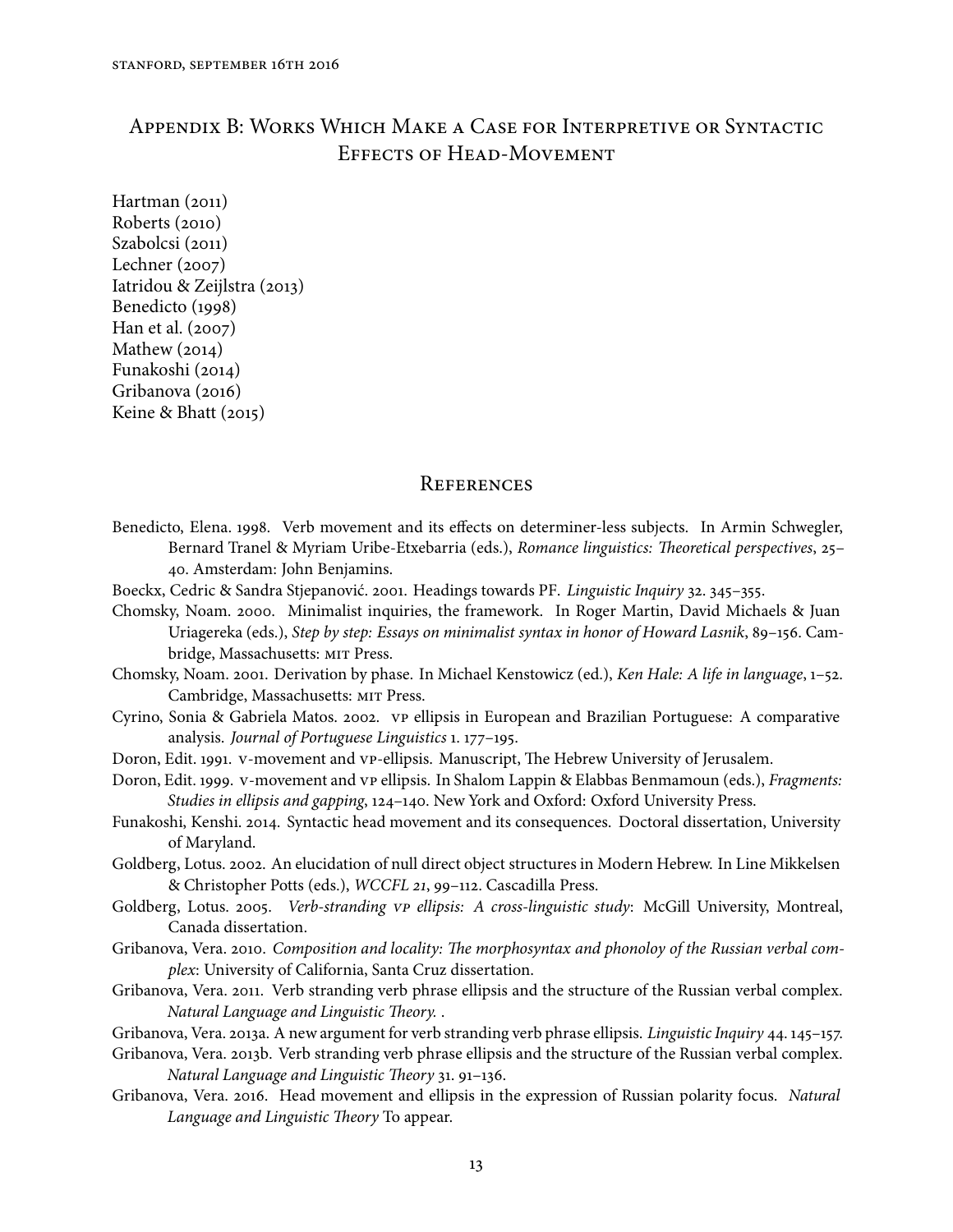## Appendix B: Works Which Make a Case for Interpretive or Syntactic Effects of Head-Movement

Hartman (2011)
Roberts (2010)
Szabolcsi (2011)
Lechner (2007)
Iatridou & Zeijlstra (2013)
Benedicto (1998)
Han et al. (2007)
Mathew (2014)
Funakoshi (2014)
Gribanova (2016)
Keine & Bhatt (2015)

## References

Benedicto, Elena. 1998. Verb movement and its effects on determiner-less subjects. In Armin Schwegler, Bernard Tranel & Myriam Uribe-Etxebarria (eds.), *Romance linguistics: Theoretical perspectives*, 25–40. Amsterdam: John Benjamins.

Boeckx, Cedric & Sandra Stjepanović. 2001. Headings towards PF. *Linguistic Inquiry* 32. 345–355.

Chomsky, Noam. 2000. Minimalist inquiries, the framework. In Roger Martin, David Michaels & Juan Uriagereka (eds.), *Step by step: Essays on minimalist syntax in honor of Howard Lasnik*, 89–156. Cambridge, Massachusetts: MIT Press.

Chomsky, Noam. 2001. Derivation by phase. In Michael Kenstowicz (ed.), *Ken Hale: A life in language*, 1–52. Cambridge, Massachusetts: MIT Press.

Cyrino, Sonia & Gabriela Matos. 2002. VP ellipsis in European and Brazilian Portuguese: A comparative analysis. *Journal of Portuguese Linguistics* 1. 177–195.

Doron, Edit. 1991. V-movement and VP-ellipsis. Manuscript, The Hebrew University of Jerusalem.

Doron, Edit. 1999. V-movement and VP ellipsis. In Shalom Lappin & Elabbas Benmamoun (eds.), *Fragments: Studies in ellipsis and gapping*, 124–140. New York and Oxford: Oxford University Press.

Funakoshi, Kenshi. 2014. Syntactic head movement and its consequences. Doctoral dissertation, University of Maryland.

Goldberg, Lotus. 2002. An elucidation of null direct object structures in Modern Hebrew. In Line Mikkelsen & Christopher Potts (eds.), *WCCFL 21*, 99–112. Cascadilla Press.

Goldberg, Lotus. 2005. *Verb-stranding VP ellipsis: A cross-linguistic study*: McGill University, Montreal, Canada dissertation.

Gribanova, Vera. 2010. *Composition and locality: The morphosyntax and phonoloy of the Russian verbal complex*: University of California, Santa Cruz dissertation.

Gribanova, Vera. 2011. Verb stranding verb phrase ellipsis and the structure of the Russian verbal complex. *Natural Language and Linguistic Theory*. .

Gribanova, Vera. 2013a. A new argument for verb stranding verb phrase ellipsis. *Linguistic Inquiry* 44. 145–157.

Gribanova, Vera. 2013b. Verb stranding verb phrase ellipsis and the structure of the Russian verbal complex. *Natural Language and Linguistic Theory* 31. 91–136.

Gribanova, Vera. 2016. Head movement and ellipsis in the expression of Russian polarity focus. *Natural Language and Linguistic Theory* To appear.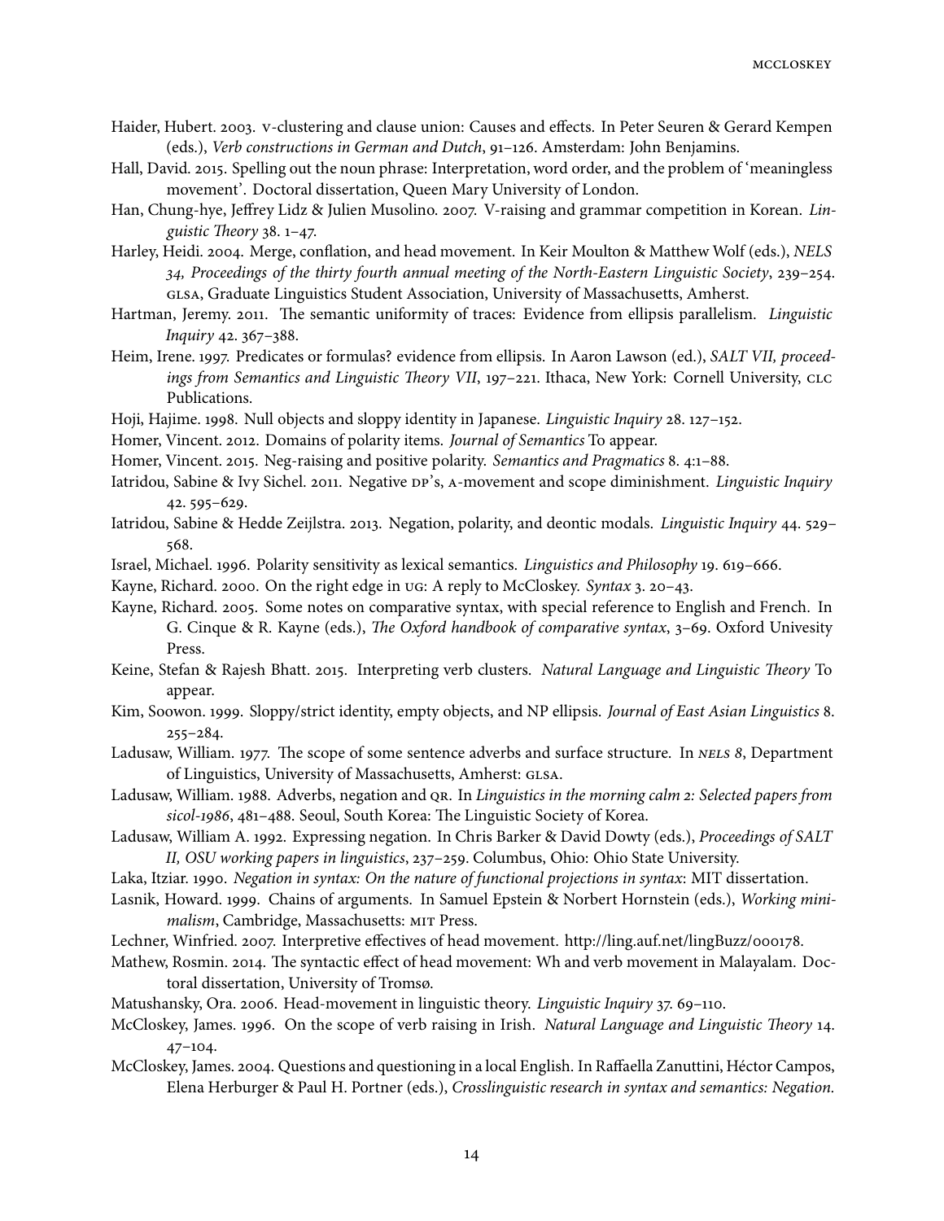Haider, Hubert. 2003. V-clustering and clause union: Causes and effects. In Peter Seuren & Gerard Kempen (eds.), *Verb constructions in German and Dutch*, 91–126. Amsterdam: John Benjamins.

Hall, David. 2015. Spelling out the noun phrase: Interpretation, word order, and the problem of 'meaningless movement'. Doctoral dissertation, Queen Mary University of London.

Han, Chung-hye, Jeffrey Lidz & Julien Musolino. 2007. V-raising and grammar competition in Korean. *Linguistic Theory* 38. 1–47.

Harley, Heidi. 2004. Merge, conflation, and head movement. In Keir Moulton & Matthew Wolf (eds.), *NELS 34, Proceedings of the thirty fourth annual meeting of the North-Eastern Linguistic Society*, 239–254. GLSA, Graduate Linguistics Student Association, University of Massachusetts, Amherst.

Hartman, Jeremy. 2011. The semantic uniformity of traces: Evidence from ellipsis parallelism. *Linguistic Inquiry* 42. 367–388.

Heim, Irene. 1997. Predicates or formulas? evidence from ellipsis. In Aaron Lawson (ed.), *SALT VII, proceedings from Semantics and Linguistic Theory VII*, 197–221. Ithaca, New York: Cornell University, CLC Publications.

Hoji, Hajime. 1998. Null objects and sloppy identity in Japanese. *Linguistic Inquiry* 28. 127–152.

Homer, Vincent. 2012. Domains of polarity items. *Journal of Semantics* To appear.

Homer, Vincent. 2015. Neg-raising and positive polarity. *Semantics and Pragmatics* 8. 4:1–88.

Iatridou, Sabine & Ivy Sichel. 2011. Negative DP's, A-movement and scope diminishment. *Linguistic Inquiry* 42. 595–629.

Iatridou, Sabine & Hedde Zeijlstra. 2013. Negation, polarity, and deontic modals. *Linguistic Inquiry* 44. 529–568.

Israel, Michael. 1996. Polarity sensitivity as lexical semantics. *Linguistics and Philosophy* 19. 619–666.

Kayne, Richard. 2000. On the right edge in UG: A reply to McCloskey. *Syntax* 3. 20–43.

Kayne, Richard. 2005. Some notes on comparative syntax, with special reference to English and French. In G. Cinque & R. Kayne (eds.), *The Oxford handbook of comparative syntax*, 3–69. Oxford Univesity Press.

Keine, Stefan & Rajesh Bhatt. 2015. Interpreting verb clusters. *Natural Language and Linguistic Theory* To appear.

Kim, Soowon. 1999. Sloppy/strict identity, empty objects, and NP ellipsis. *Journal of East Asian Linguistics* 8. 255–284.

Ladusaw, William. 1977. The scope of some sentence adverbs and surface structure. In *NELS 8*, Department of Linguistics, University of Massachusetts, Amherst: GLSA.

Ladusaw, William. 1988. Adverbs, negation and QR. In *Linguistics in the morning calm 2: Selected papers from sicol-1986*, 481–488. Seoul, South Korea: The Linguistic Society of Korea.

Ladusaw, William A. 1992. Expressing negation. In Chris Barker & David Dowty (eds.), *Proceedings of SALT II, OSU working papers in linguistics*, 237–259. Columbus, Ohio: Ohio State University.

Laka, Itziar. 1990. *Negation in syntax: On the nature of functional projections in syntax*: MIT dissertation.

Lasnik, Howard. 1999. Chains of arguments. In Samuel Epstein & Norbert Hornstein (eds.), *Working minimalism*, Cambridge, Massachusetts: MIT Press.

Lechner, Winfried. 2007. Interpretive effectives of head movement. http://ling.auf.net/lingBuzz/000178.

Mathew, Rosmin. 2014. The syntactic effect of head movement: Wh and verb movement in Malayalam. Doctoral dissertation, University of Tromsø.

Matushansky, Ora. 2006. Head-movement in linguistic theory. *Linguistic Inquiry* 37. 69–110.

McCloskey, James. 1996. On the scope of verb raising in Irish. *Natural Language and Linguistic Theory* 14. 47–104.

McCloskey, James. 2004. Questions and questioning in a local English. In Raffaella Zanuttini, Héctor Campos, Elena Herburger & Paul H. Portner (eds.), *Crosslinguistic research in syntax and semantics: Negation.*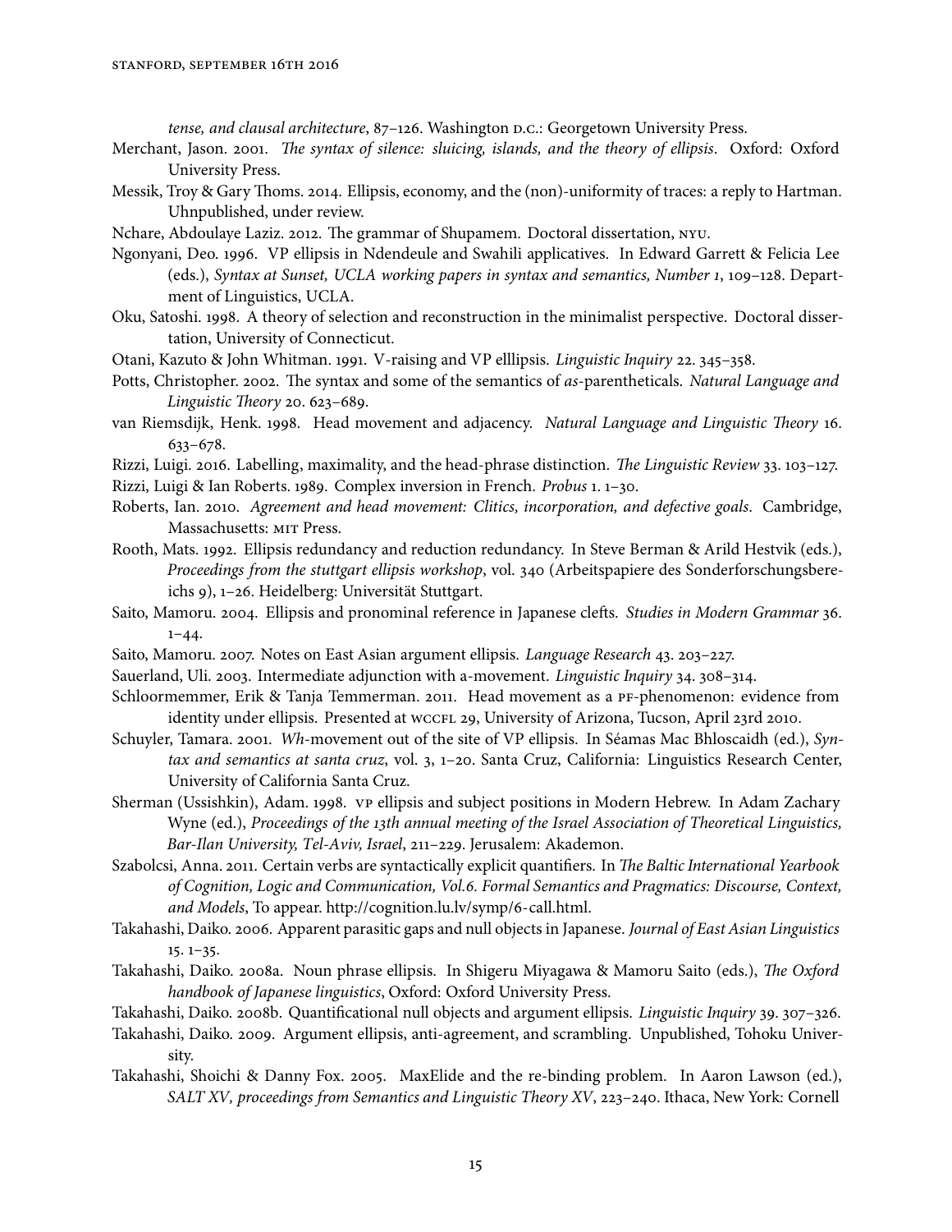*tense, and clausal architecture*, 87–126. Washington D.C.: Georgetown University Press.

Merchant, Jason. 2001. *The syntax of silence: sluicing, islands, and the theory of ellipsis*. Oxford: Oxford University Press.

Messik, Troy & Gary Thoms. 2014. Ellipsis, economy, and the (non)-uniformity of traces: a reply to Hartman. Uhnpublished, under review.

Nchare, Abdoulaye Laziz. 2012. The grammar of Shupamem. Doctoral dissertation, NYU.

Ngonyani, Deo. 1996. VP ellipsis in Ndendeule and Swahili applicatives. In Edward Garrett & Felicia Lee (eds.), *Syntax at Sunset, UCLA working papers in syntax and semantics, Number 1*, 109–128. Department of Linguistics, UCLA.

Oku, Satoshi. 1998. A theory of selection and reconstruction in the minimalist perspective. Doctoral dissertation, University of Connecticut.

Otani, Kazuto & John Whitman. 1991. V-raising and VP elllipsis. *Linguistic Inquiry* 22. 345–358.

Potts, Christopher. 2002. The syntax and some of the semantics of *as*-parentheticals. *Natural Language and Linguistic Theory* 20. 623–689.

van Riemsdijk, Henk. 1998. Head movement and adjacency. *Natural Language and Linguistic Theory* 16. 633–678.

Rizzi, Luigi. 2016. Labelling, maximality, and the head-phrase distinction. *The Linguistic Review* 33. 103–127.

Rizzi, Luigi & Ian Roberts. 1989. Complex inversion in French. *Probus* 1. 1–30.

Roberts, Ian. 2010. *Agreement and head movement: Clitics, incorporation, and defective goals*. Cambridge, Massachusetts: MIT Press.

Rooth, Mats. 1992. Ellipsis redundancy and reduction redundancy. In Steve Berman & Arild Hestvik (eds.), *Proceedings from the stuttgart ellipsis workshop*, vol. 340 (Arbeitspapiere des Sonderforschungsbereichs 9), 1–26. Heidelberg: Universität Stuttgart.

Saito, Mamoru. 2004. Ellipsis and pronominal reference in Japanese clefts. *Studies in Modern Grammar* 36. 1–44.

Saito, Mamoru. 2007. Notes on East Asian argument ellipsis. *Language Research* 43. 203–227.

Sauerland, Uli. 2003. Intermediate adjunction with a-movement. *Linguistic Inquiry* 34. 308–314.

Schloormemmer, Erik & Tanja Temmerman. 2011. Head movement as a PF-phenomenon: evidence from identity under ellipsis. Presented at WCCFL 29, University of Arizona, Tucson, April 23rd 2010.

Schuyler, Tamara. 2001. *Wh*-movement out of the site of VP ellipsis. In Séamas Mac Bhloscaidh (ed.), *Syntax and semantics at santa cruz*, vol. 3, 1–20. Santa Cruz, California: Linguistics Research Center, University of California Santa Cruz.

Sherman (Ussishkin), Adam. 1998. VP ellipsis and subject positions in Modern Hebrew. In Adam Zachary Wyne (ed.), *Proceedings of the 13th annual meeting of the Israel Association of Theoretical Linguistics, Bar-Ilan University, Tel-Aviv, Israel*, 211–229. Jerusalem: Akademon.

Szabolcsi, Anna. 2011. Certain verbs are syntactically explicit quantifiers. In *The Baltic International Yearbook of Cognition, Logic and Communication, Vol.6. Formal Semantics and Pragmatics: Discourse, Context, and Models*, To appear. http://cognition.lu.lv/symp/6-call.html.

Takahashi, Daiko. 2006. Apparent parasitic gaps and null objects in Japanese. *Journal of East Asian Linguistics* 15. 1–35.

Takahashi, Daiko. 2008a. Noun phrase ellipsis. In Shigeru Miyagawa & Mamoru Saito (eds.), *The Oxford handbook of Japanese linguistics*, Oxford: Oxford University Press.

Takahashi, Daiko. 2008b. Quantificational null objects and argument ellipsis. *Linguistic Inquiry* 39. 307–326.

Takahashi, Daiko. 2009. Argument ellipsis, anti-agreement, and scrambling. Unpublished, Tohoku University.

Takahashi, Shoichi & Danny Fox. 2005. MaxElide and the re-binding problem. In Aaron Lawson (ed.), *SALT XV, proceedings from Semantics and Linguistic Theory XV*, 223–240. Ithaca, New York: Cornell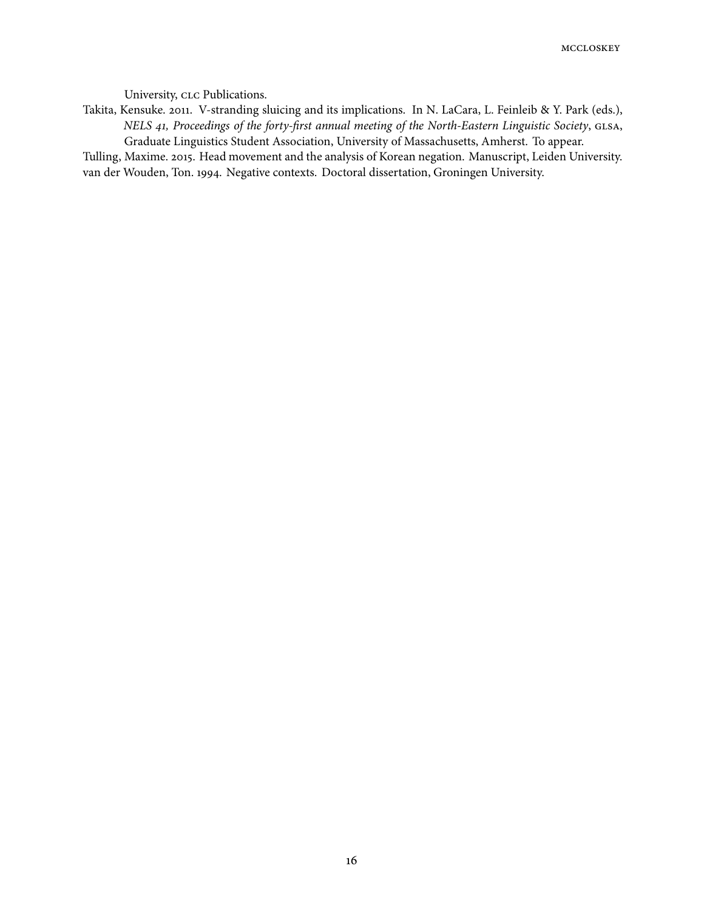University, CLC Publications.

Takita, Kensuke. 2011. V-stranding sluicing and its implications. In N. LaCara, L. Feinleib & Y. Park (eds.), *NELS 41, Proceedings of the forty-first annual meeting of the North-Eastern Linguistic Society*, GLSA, Graduate Linguistics Student Association, University of Massachusetts, Amherst. To appear.

Tulling, Maxime. 2015. Head movement and the analysis of Korean negation. Manuscript, Leiden University.

van der Wouden, Ton. 1994. Negative contexts. Doctoral dissertation, Groningen University.